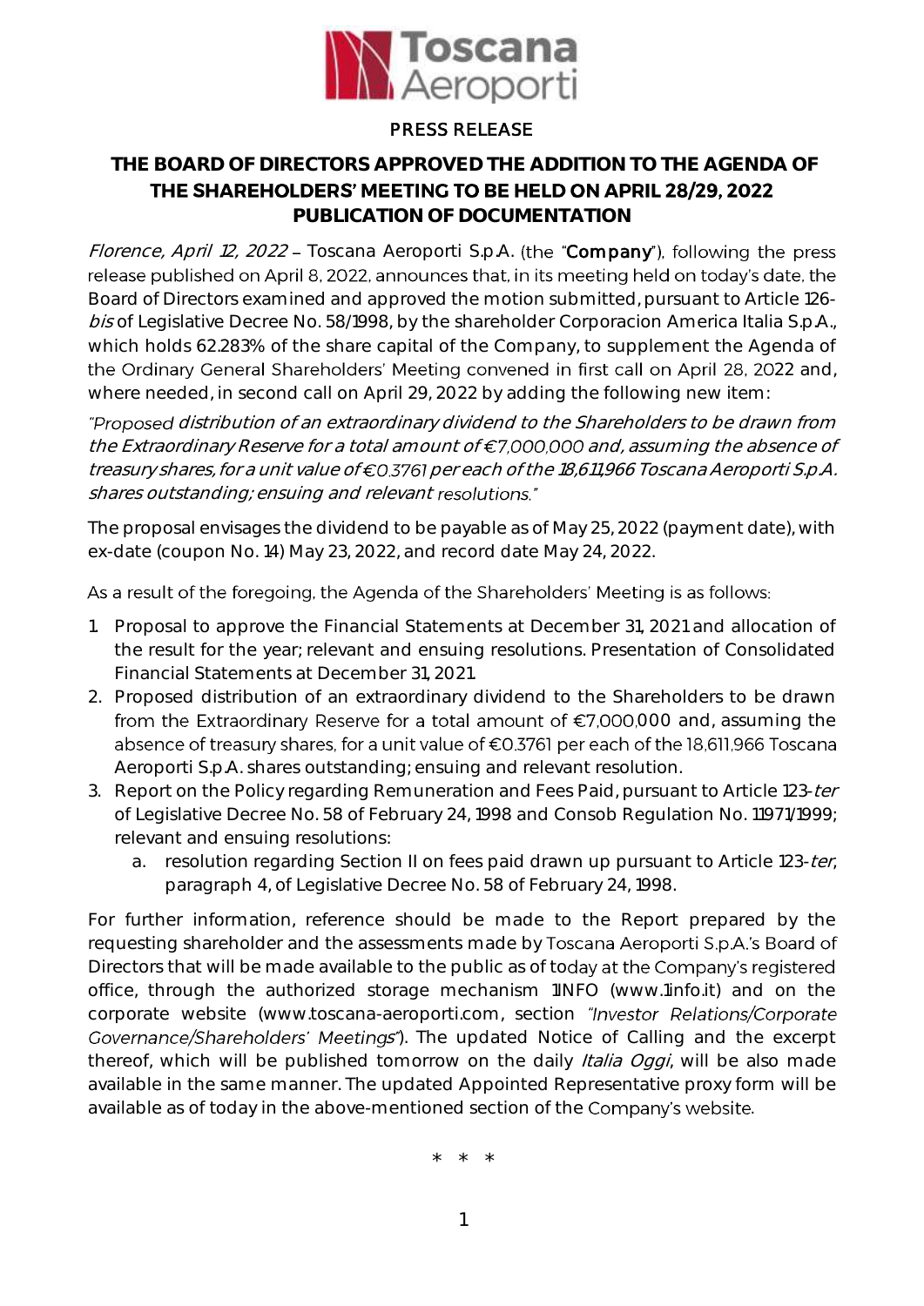**PRESS RELEASE**

# THE BOARD OF DIRECTORS APPROVED THE ADDITION TO THE AGENDA OF THE SHAREHOLDERS' MEETING TO BE HELD ON APRIL 28/29, 2022 PUBLICATION OF DOCUMENTATION

*Florence, April 12, 2022* – Toscana Aeroporti S.p.A. (the "**Company**"), following the press release published on April 8, 2022, announces that, in its meeting held on today's date, the Board of Directors examined and approved the motion submitted, pursuant to Article 126-*bis* of Legislative Decree No. 58/1998, by the shareholder Corporacion America Italia S.p.A., which holds 62.283% of the share capital of the Company, to supplement the Agenda of the Ordinary General Shareholders' Meeting convened in first call on April 28, 2022 and, where needed, in second call on April 29, 2022 by adding the following new item:

*"Proposed distribution of an extraordinary dividend to the Shareholders to be drawn from the Extraordinary Reserve for a total amount of €7,000,000 and, assuming the absence of treasury shares, for a unit value of €0.3761 per each of the 18,611,966 Toscana Aeroporti S.p.A. shares outstanding; ensuing and relevant resolutions."*

The proposal envisages the dividend to be payable as of May 25, 2022 (payment date), with ex-date (coupon No. 14) May 23, 2022, and record date May 24, 2022.

As a result of the foregoing, the Agenda of the Shareholders' Meeting is as follows:

1. Proposal to approve the Financial Statements at December 31, 2021 and allocation of the result for the year; relevant and ensuing resolutions. Presentation of Consolidated Financial Statements at December 31, 2021.
2. Proposed distribution of an extraordinary dividend to the Shareholders to be drawn from the Extraordinary Reserve for a total amount of €7,000,000 and, assuming the absence of treasury shares, for a unit value of €0.3761 per each of the 18,611,966 Toscana Aeroporti S.p.A. shares outstanding; ensuing and relevant resolution.
3. Report on the Policy regarding Remuneration and Fees Paid, pursuant to Article 123-*ter* of Legislative Decree No. 58 of February 24, 1998 and Consob Regulation No. 11971/1999; relevant and ensuing resolutions:
   a. resolution regarding Section II on fees paid drawn up pursuant to Article 123-*ter*, paragraph 4, of Legislative Decree No. 58 of February 24, 1998.

For further information, reference should be made to the Report prepared by the requesting shareholder and the assessments made by Toscana Aeroporti S.p.A.'s Board of Directors that will be made available to the public as of today at the Company's registered office, through the authorized storage mechanism 1INFO (www.1info.it) and on the corporate website (www.toscana-aeroporti.com, section *"Investor Relations/Corporate Governance/Shareholders' Meetings"*). The updated Notice of Calling and the excerpt thereof, which will be published tomorrow on the daily *Italia Oggi*, will be also made available in the same manner. The updated Appointed Representative proxy form will be available as of today in the above-mentioned section of the Company's website.

\* \* \*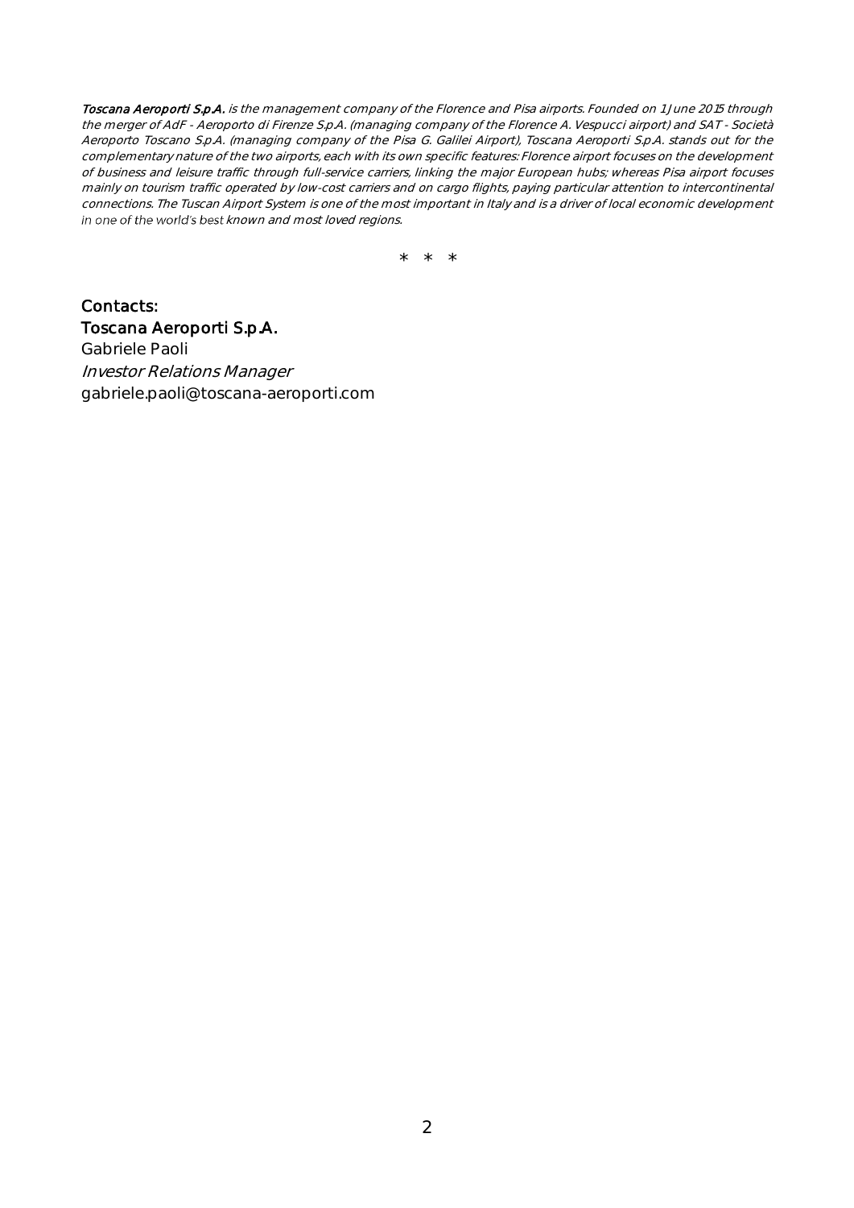***Toscana Aeroporti S.p.A.*** *is the management company of the Florence and Pisa airports. Founded on 1 June 2015 through the merger of AdF - Aeroporto di Firenze S.p.A. (managing company of the Florence A. Vespucci airport) and SAT - Società Aeroporto Toscano S.p.A. (managing company of the Pisa G. Galilei Airport), Toscana Aeroporti S.p.A. stands out for the complementary nature of the two airports, each with its own specific features: Florence airport focuses on the development of business and leisure traffic through full-service carriers, linking the major European hubs; whereas Pisa airport focuses mainly on tourism traffic operated by low-cost carriers and on cargo flights, paying particular attention to intercontinental connections. The Tuscan Airport System is one of the most important in Italy and is a driver of local economic development in one of the world's best known and most loved regions.*

\* \* \*

**Contacts:**
**Toscana Aeroporti S.p.A.**
Gabriele Paoli
*Investor Relations Manager*
gabriele.paoli@toscana-aeroporti.com